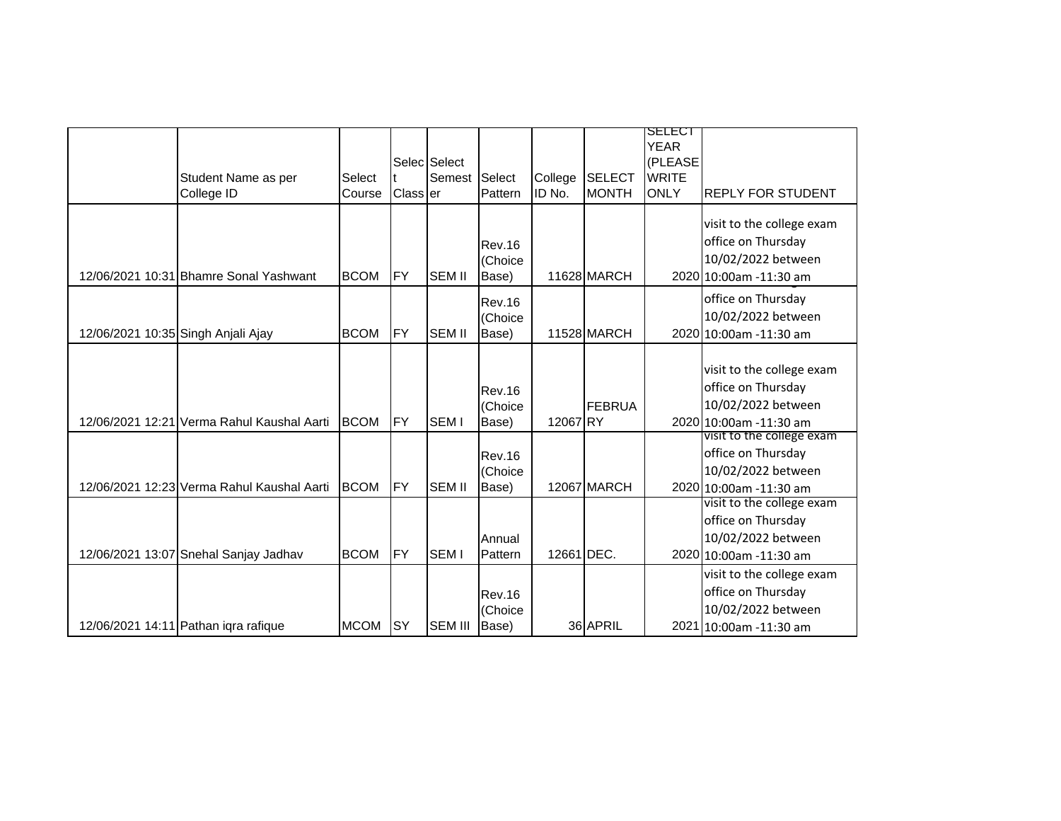| | Student Name as per College ID | Select Course | Select Class | Select Semester | Select Pattern | College ID No. | SELECT MONTH | SELECT YEAR (PLEASE WRITE ONLY | REPLY FOR STUDENT |
|---|---|---|---|---|---|---|---|---|---|
| 12/06/2021 10:31 | Bhamre Sonal Yashwant | BCOM | FY | SEM II | Rev.16 (Choice Base) | 11628 | MARCH | 2020 | visit to the college exam office on Thursday 10/02/2022 between 10:00am -11:30 am |
| 12/06/2021 10:35 | Singh Anjali Ajay | BCOM | FY | SEM II | Rev.16 (Choice Base) | 11528 | MARCH | 2020 | office on Thursday 10/02/2022 between 10:00am -11:30 am |
| 12/06/2021 12:21 | Verma Rahul Kaushal Aarti | BCOM | FY | SEM I | Rev.16 (Choice Base) | 12067 | FEBRUARY | 2020 | visit to the college exam office on Thursday 10/02/2022 between 10:00am -11:30 am |
| 12/06/2021 12:23 | Verma Rahul Kaushal Aarti | BCOM | FY | SEM II | Rev.16 (Choice Base) | 12067 | MARCH | 2020 | visit to the college exam office on Thursday 10/02/2022 between 10:00am -11:30 am |
| 12/06/2021 13:07 | Snehal Sanjay Jadhav | BCOM | FY | SEM I | Annual Pattern | 12661 | DEC. | 2020 | visit to the college exam office on Thursday 10/02/2022 between 10:00am -11:30 am |
| 12/06/2021 14:11 | Pathan iqra rafique | MCOM | SY | SEM III | Rev.16 (Choice Base) | 36 | APRIL | 2021 | visit to the college exam office on Thursday 10/02/2022 between 10:00am -11:30 am |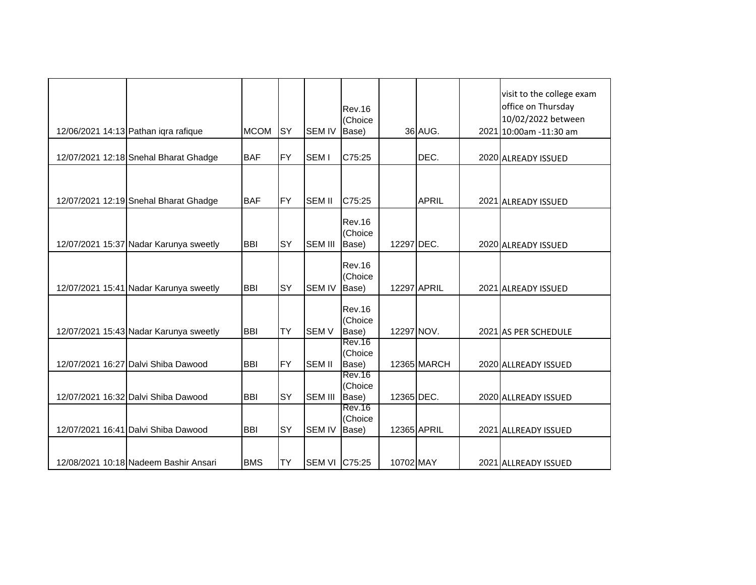| | | | | | | | | | |
|---|---|---|---|---|---|---|---|---|---|
| 12/06/2021 14:13 | Pathan iqra rafique | MCOM | SY | SEM IV | Rev.16 (Choice Base) | 36 | AUG. | 2021 | visit to the college exam office on Thursday 10/02/2022 between 10:00am -11:30 am |
| 12/07/2021 12:18 | Snehal Bharat Ghadge | BAF | FY | SEM I | C75:25 | | DEC. | 2020 | ALREADY ISSUED |
| 12/07/2021 12:19 | Snehal Bharat Ghadge | BAF | FY | SEM II | C75:25 | | APRIL | 2021 | ALREADY ISSUED |
| 12/07/2021 15:37 | Nadar Karunya sweetly | BBI | SY | SEM III | Rev.16 (Choice Base) | 12297 | DEC. | 2020 | ALREADY ISSUED |
| 12/07/2021 15:41 | Nadar Karunya sweetly | BBI | SY | SEM IV | Rev.16 (Choice Base) | 12297 | APRIL | 2021 | ALREADY ISSUED |
| 12/07/2021 15:43 | Nadar Karunya sweetly | BBI | TY | SEM V | Rev.16 (Choice Base) | 12297 | NOV. | 2021 | AS PER SCHEDULE |
| 12/07/2021 16:27 | Dalvi Shiba Dawood | BBI | FY | SEM II | Rev.16 (Choice Base) | 12365 | MARCH | 2020 | ALLREADY ISSUED |
| 12/07/2021 16:32 | Dalvi Shiba Dawood | BBI | SY | SEM III | Rev.16 (Choice Base) | 12365 | DEC. | 2020 | ALLREADY ISSUED |
| 12/07/2021 16:41 | Dalvi Shiba Dawood | BBI | SY | SEM IV | Rev.16 (Choice Base) | 12365 | APRIL | 2021 | ALLREADY ISSUED |
| 12/08/2021 10:18 | Nadeem Bashir Ansari | BMS | TY | SEM VI | C75:25 | 10702 | MAY | 2021 | ALLREADY ISSUED |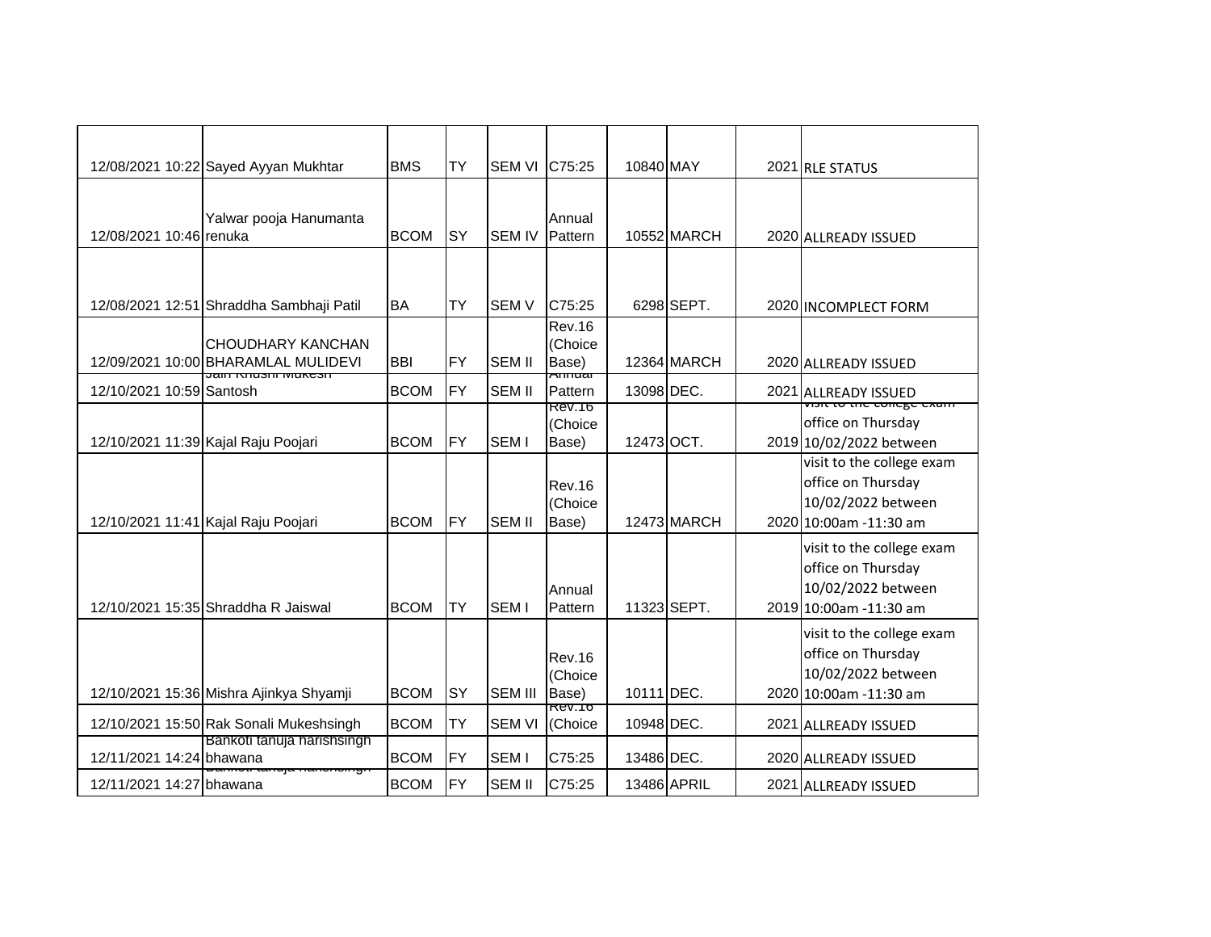| | | | | | | | | | |
|---|---|---|---|---|---|---|---|---|---|
| 12/08/2021 10:22 | Sayed Ayyan Mukhtar | BMS | TY | SEM VI | C75:25 | 10840 | MAY | 2021 | RLE STATUS |
| 12/08/2021 10:46 | Yalwar pooja Hanumanta renuka | BCOM | SY | SEM IV | Annual Pattern | 10552 | MARCH | 2020 | ALLREADY ISSUED |
| 12/08/2021 12:51 | Shraddha Sambhaji Patil | BA | TY | SEM V | C75:25 | 6298 | SEPT. | 2020 | INCOMPLECT FORM |
| 12/09/2021 10:00 | CHOUDHARY KANCHAN BHARAMLAL MULIDEVI | BBI | FY | SEM II | Rev.16 (Choice Base) | 12364 | MARCH | 2020 | ALLREADY ISSUED |
| 12/10/2021 10:59 | Jain Khushi Mukesh Santosh | BCOM | FY | SEM II | Annual Pattern | 13098 | DEC. | 2021 | ALLREADY ISSUED |
| 12/10/2021 11:39 | Kajal Raju Poojari | BCOM | FY | SEM I | Rev.16 (Choice Base) | 12473 | OCT. | 2019 | visit to the college exam office on Thursday 10/02/2022 between |
| 12/10/2021 11:41 | Kajal Raju Poojari | BCOM | FY | SEM II | Rev.16 (Choice Base) | 12473 | MARCH | 2020 | visit to the college exam office on Thursday 10/02/2022 between 10:00am -11:30 am |
| 12/10/2021 15:35 | Shraddha R Jaiswal | BCOM | TY | SEM I | Annual Pattern | 11323 | SEPT. | 2019 | visit to the college exam office on Thursday 10/02/2022 between 10:00am -11:30 am |
| 12/10/2021 15:36 | Mishra Ajinkya Shyamji | BCOM | SY | SEM III | Rev.16 (Choice Base) | 10111 | DEC. | 2020 | visit to the college exam office on Thursday 10/02/2022 between 10:00am -11:30 am |
| 12/10/2021 15:50 | Rak Sonali Mukeshsingh | BCOM | TY | SEM VI | Rev.16 (Choice | 10948 | DEC. | 2021 | ALLREADY ISSUED |
| 12/11/2021 14:24 | Bankoti tanuja harishsingh bhawana | BCOM | FY | SEM I | C75:25 | 13486 | DEC. | 2020 | ALLREADY ISSUED |
| 12/11/2021 14:27 | Bankoti tanuja harishsingh bhawana | BCOM | FY | SEM II | C75:25 | 13486 | APRIL | 2021 | ALLREADY ISSUED |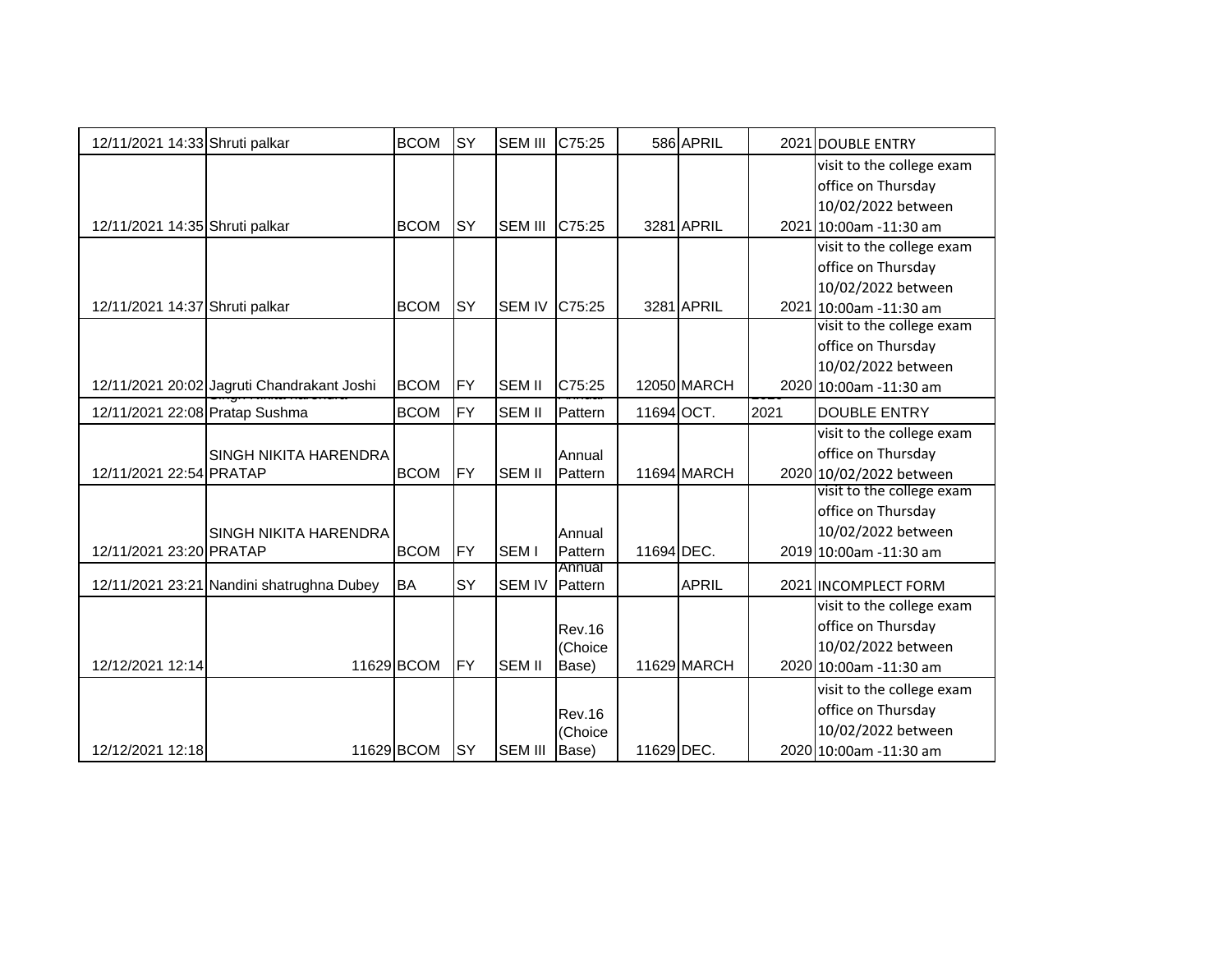| | | | | | | | | | |
|---|---|---|---|---|---|---|---|---|---|
| 12/11/2021 14:33 | Shruti palkar | BCOM | SY | SEM III | C75:25 | 586 | APRIL | 2021 | DOUBLE ENTRY |
| 12/11/2021 14:35 | Shruti palkar | BCOM | SY | SEM III | C75:25 | 3281 | APRIL | 2021 | visit to the college exam office on Thursday 10/02/2022 between 10:00am -11:30 am |
| 12/11/2021 14:37 | Shruti palkar | BCOM | SY | SEM IV | C75:25 | 3281 | APRIL | 2021 | visit to the college exam office on Thursday 10/02/2022 between 10:00am -11:30 am |
| 12/11/2021 20:02 | Jagruti Chandrakant Joshi | BCOM | FY | SEM II | C75:25 | 12050 | MARCH | 2020 | visit to the college exam office on Thursday 10/02/2022 between 10:00am -11:30 am |
| 12/11/2021 22:08 | Pratap Sushma | BCOM | FY | SEM II | Pattern | 11694 | OCT. | 2021 | DOUBLE ENTRY |
| 12/11/2021 22:54 | SINGH NIKITA HARENDRA PRATAP | BCOM | FY | SEM II | Annual Pattern | 11694 | MARCH | 2020 | visit to the college exam office on Thursday 10/02/2022 between |
| 12/11/2021 23:20 | SINGH NIKITA HARENDRA PRATAP | BCOM | FY | SEM I | Annual Pattern | 11694 | DEC. | 2019 | visit to the college exam office on Thursday 10/02/2022 between 10:00am -11:30 am |
| 12/11/2021 23:21 | Nandini shatrughna Dubey | BA | SY | SEM IV | Annual Pattern | | APRIL | 2021 | INCOMPLECT FORM |
| 12/12/2021 12:14 | 11629 | BCOM | FY | SEM II | Rev.16 (Choice Base) | 11629 | MARCH | 2020 | visit to the college exam office on Thursday 10/02/2022 between 10:00am -11:30 am |
| 12/12/2021 12:18 | 11629 | BCOM | SY | SEM III | Rev.16 (Choice Base) | 11629 | DEC. | 2020 | visit to the college exam office on Thursday 10/02/2022 between 10:00am -11:30 am |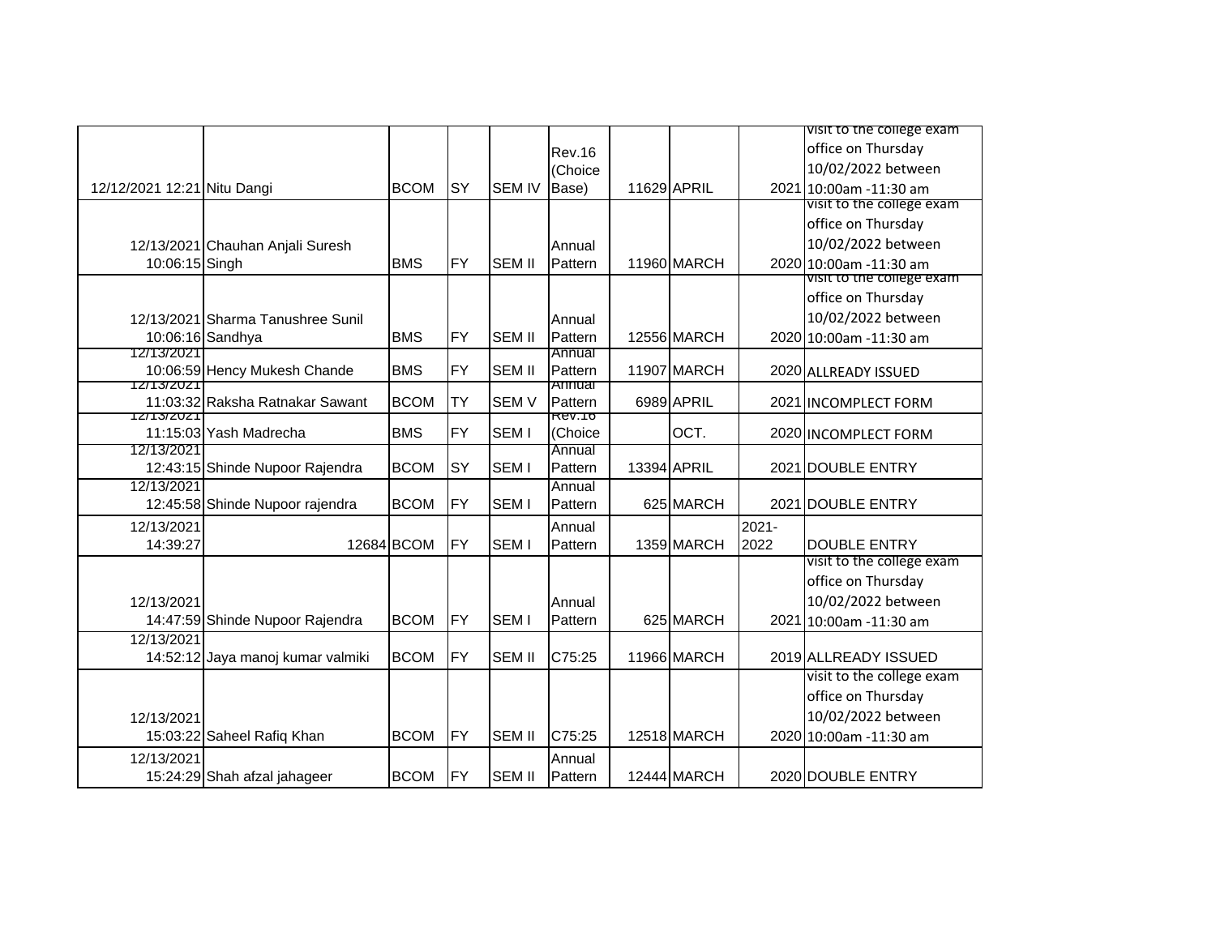| | | | | | | | | | |
|---|---|---|---|---|---|---|---|---|---|
| 12/12/2021 12:21 | Nitu Dangi | BCOM | SY | SEM IV | Rev.16 (Choice Base) | 11629 | APRIL | 2021 | visit to the college exam office on Thursday 10/02/2022 between 10:00am -11:30 am |
| 12/13/2021 10:06:15 | Chauhan Anjali Suresh Singh | BMS | FY | SEM II | Annual Pattern | 11960 | MARCH | 2020 | visit to the college exam office on Thursday 10/02/2022 between 10:00am -11:30 am |
| 12/13/2021 10:06:16 | Sharma Tanushree Sunil Sandhya | BMS | FY | SEM II | Annual Pattern | 12556 | MARCH | 2020 | visit to the college exam office on Thursday 10/02/2022 between 10:00am -11:30 am |
| 12/13/2021 10:06:59 | Hency Mukesh Chande | BMS | FY | SEM II | Annual Pattern | 11907 | MARCH | 2020 | ALLREADY ISSUED |
| 12/13/2021 11:03:32 | Raksha Ratnakar Sawant | BCOM | TY | SEM V | Annual Pattern | 6989 | APRIL | 2021 | INCOMPLECT FORM |
| 12/13/2021 11:15:03 | Yash Madrecha | BMS | FY | SEM I | Rev.16 (Choice | | OCT. | 2020 | INCOMPLECT FORM |
| 12/13/2021 12:43:15 | Shinde Nupoor Rajendra | BCOM | SY | SEM I | Annual Pattern | 13394 | APRIL | 2021 | DOUBLE ENTRY |
| 12/13/2021 12:45:58 | Shinde Nupoor rajendra | BCOM | FY | SEM I | Annual Pattern | 625 | MARCH | 2021 | DOUBLE ENTRY |
| 12/13/2021 14:39:27 | 12684 | BCOM | FY | SEM I | Annual Pattern | 1359 | MARCH | 2021-2022 | DOUBLE ENTRY |
| 12/13/2021 14:47:59 | Shinde Nupoor Rajendra | BCOM | FY | SEM I | Annual Pattern | 625 | MARCH | 2021 | visit to the college exam office on Thursday 10/02/2022 between 10:00am -11:30 am |
| 12/13/2021 14:52:12 | Jaya manoj kumar valmiki | BCOM | FY | SEM II | C75:25 | 11966 | MARCH | 2019 | ALLREADY ISSUED |
| 12/13/2021 15:03:22 | Saheel Rafiq Khan | BCOM | FY | SEM II | C75:25 | 12518 | MARCH | 2020 | visit to the college exam office on Thursday 10/02/2022 between 10:00am -11:30 am |
| 12/13/2021 15:24:29 | Shah afzal jahageer | BCOM | FY | SEM II | Annual Pattern | 12444 | MARCH | 2020 | DOUBLE ENTRY |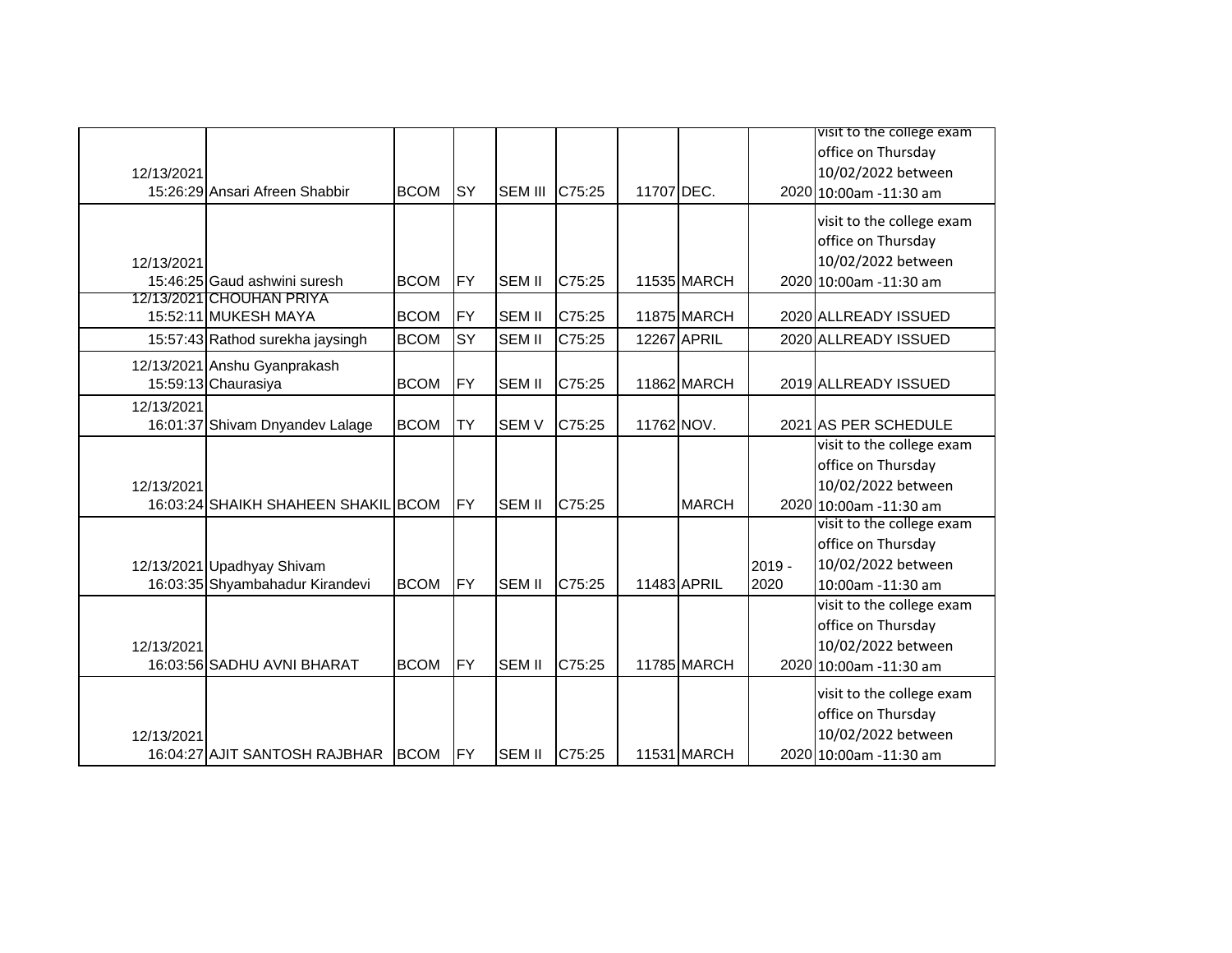| | | | | | | | | | |
|---|---|---|---|---|---|---|---|---|---|
| 12/13/2021 15:26:29 | Ansari Afreen Shabbir | BCOM | SY | SEM III | C75:25 | 11707 | DEC. | 2020 | visit to the college exam office on Thursday 10/02/2022 between 10:00am -11:30 am |
| 12/13/2021 15:46:25 | Gaud ashwini suresh | BCOM | FY | SEM II | C75:25 | 11535 | MARCH | 2020 | visit to the college exam office on Thursday 10/02/2022 between 10:00am -11:30 am |
| 12/13/2021 15:52:11 | CHOUHAN PRIYA MUKESH MAYA | BCOM | FY | SEM II | C75:25 | 11875 | MARCH | 2020 | ALLREADY ISSUED |
| 15:57:43 | Rathod surekha jaysingh | BCOM | SY | SEM II | C75:25 | 12267 | APRIL | 2020 | ALLREADY ISSUED |
| 12/13/2021 15:59:13 | Anshu Gyanprakash Chaurasiya | BCOM | FY | SEM II | C75:25 | 11862 | MARCH | 2019 | ALLREADY ISSUED |
| 12/13/2021 16:01:37 | Shivam Dnyandev Lalage | BCOM | TY | SEM V | C75:25 | 11762 | NOV. | 2021 | AS PER SCHEDULE |
| 12/13/2021 16:03:24 | SHAIKH SHAHEEN SHAKIL | BCOM | FY | SEM II | C75:25 | | MARCH | 2020 | visit to the college exam office on Thursday 10/02/2022 between 10:00am -11:30 am |
| 12/13/2021 16:03:35 | Upadhyay Shivam Shyambahadur Kirandevi | BCOM | FY | SEM II | C75:25 | 11483 | APRIL | 2019 - 2020 | visit to the college exam office on Thursday 10/02/2022 between 10:00am -11:30 am |
| 12/13/2021 16:03:56 | SADHU AVNI BHARAT | BCOM | FY | SEM II | C75:25 | 11785 | MARCH | 2020 | visit to the college exam office on Thursday 10/02/2022 between 10:00am -11:30 am |
| 12/13/2021 16:04:27 | AJIT SANTOSH RAJBHAR | BCOM | FY | SEM II | C75:25 | 11531 | MARCH | 2020 | visit to the college exam office on Thursday 10/02/2022 between 10:00am -11:30 am |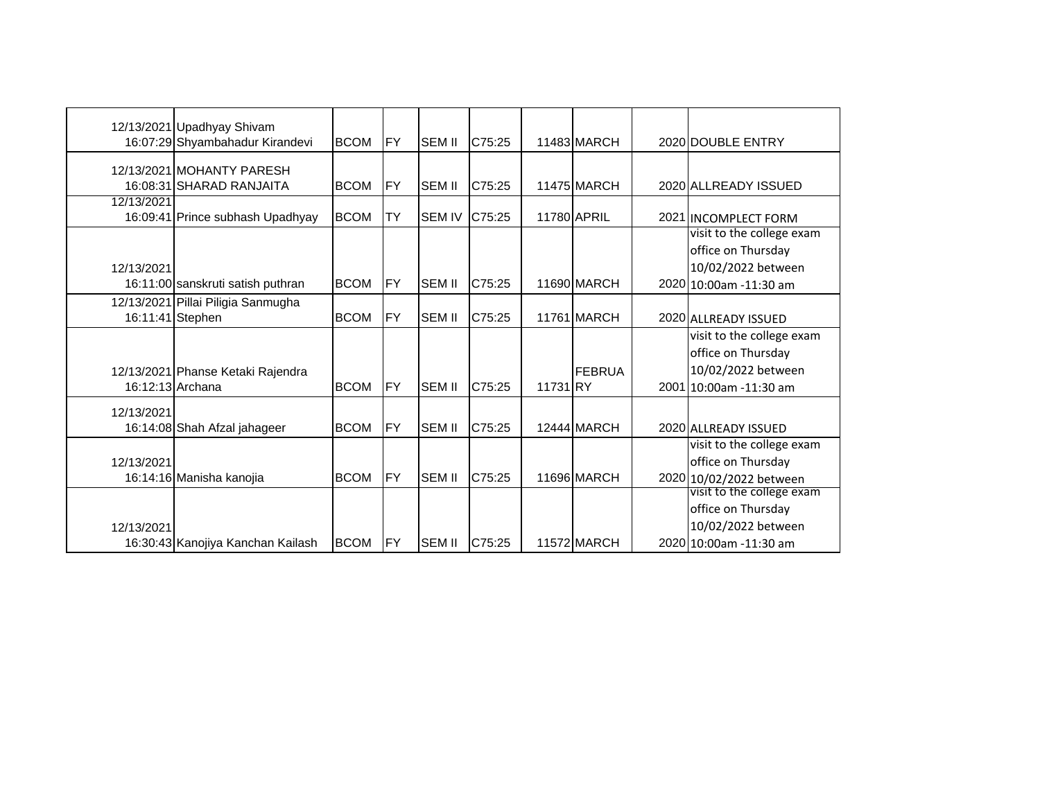| | | | | | | | | | |
|---|---|---|---|---|---|---|---|---|---|
| 12/13/2021 16:07:29 | Upadhyay Shivam Shyambahadur Kirandevi | BCOM | FY | SEM II | C75:25 | 11483 | MARCH | 2020 | DOUBLE ENTRY |
| 12/13/2021 16:08:31 | MOHANTY PARESH SHARAD RANJAITA | BCOM | FY | SEM II | C75:25 | 11475 | MARCH | 2020 | ALLREADY ISSUED |
| 12/13/2021 16:09:41 | Prince subhash Upadhyay | BCOM | TY | SEM IV | C75:25 | 11780 | APRIL | 2021 | INCOMPLECT FORM |
| 12/13/2021 16:11:00 | sanskruti satish puthran | BCOM | FY | SEM II | C75:25 | 11690 | MARCH | 2020 | visit to the college exam office on Thursday 10/02/2022 between 10:00am -11:30 am |
| 12/13/2021 16:11:41 | Pillai Piligia Sanmugha Stephen | BCOM | FY | SEM II | C75:25 | 11761 | MARCH | 2020 | ALLREADY ISSUED |
| 12/13/2021 16:12:13 | Phanse Ketaki Rajendra Archana | BCOM | FY | SEM II | C75:25 | 11731 | FEBRUARY | 2001 | visit to the college exam office on Thursday 10/02/2022 between 10:00am -11:30 am |
| 12/13/2021 16:14:08 | Shah Afzal jahageer | BCOM | FY | SEM II | C75:25 | 12444 | MARCH | 2020 | ALLREADY ISSUED |
| 12/13/2021 16:14:16 | Manisha kanojia | BCOM | FY | SEM II | C75:25 | 11696 | MARCH | 2020 | visit to the college exam office on Thursday 10/02/2022 between |
| 12/13/2021 16:30:43 | Kanojiya Kanchan Kailash | BCOM | FY | SEM II | C75:25 | 11572 | MARCH | 2020 | visit to the college exam office on Thursday 10/02/2022 between 10:00am -11:30 am |